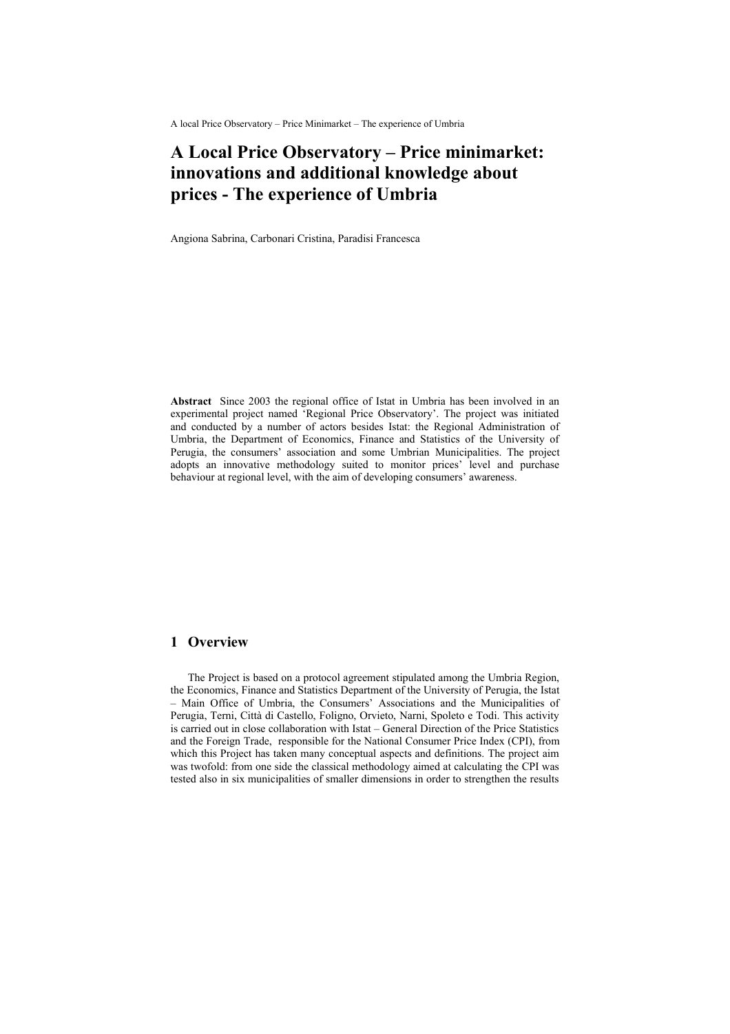# A Local Price Observatory – Price minimarket: innovations and additional knowledge about prices - The experience of Umbria

Angiona Sabrina, Carbonari Cristina, Paradisi Francesca

**Abstract** Since 2003 the regional office of Istat in Umbria has been involved in an experimental project named 'Regional Price Observatory'. The project was initiated and conducted by a number of actors besides Istat: the Regional Administration of Umbria, the Department of Economics, Finance and Statistics of the University of Perugia, the consumers' association and some Umbrian Municipalities. The project adopts an innovative methodology suited to monitor prices' level and purchase behaviour at regional level, with the aim of developing consumers' awareness.

## 1 Overview

The Project is based on a protocol agreement stipulated among the Umbria Region, the Economics, Finance and Statistics Department of the University of Perugia, the Istat – Main Office of Umbria, the Consumers' Associations and the Municipalities of Perugia, Terni, Città di Castello, Foligno, Orvieto, Narni, Spoleto e Todi. This activity is carried out in close collaboration with Istat – General Direction of the Price Statistics and the Foreign Trade, responsible for the National Consumer Price Index (CPI), from which this Project has taken many conceptual aspects and definitions. The project aim was twofold: from one side the classical methodology aimed at calculating the CPI was tested also in six municipalities of smaller dimensions in order to strengthen the results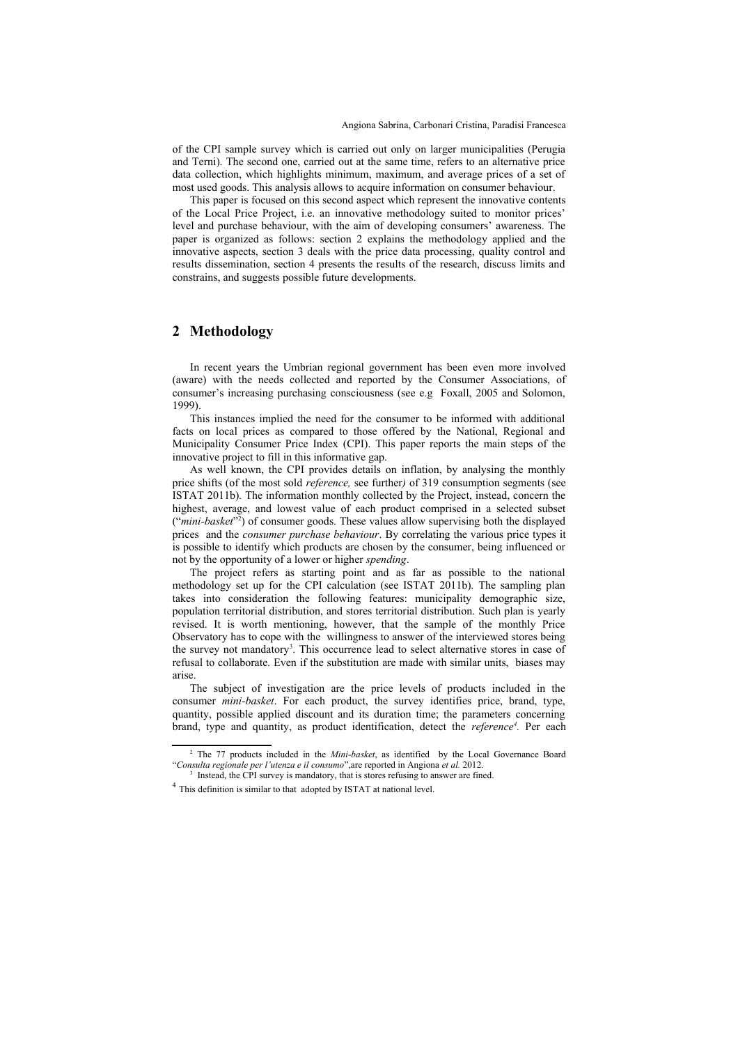of the CPI sample survey which is carried out only on larger municipalities (Perugia and Terni). The second one, carried out at the same time, refers to an alternative price data collection, which highlights minimum, maximum, and average prices of a set of most used goods. This analysis allows to acquire information on consumer behaviour.

This paper is focused on this second aspect which represent the innovative contents of the Local Price Project, i.e. an innovative methodology suited to monitor prices' level and purchase behaviour, with the aim of developing consumers' awareness. The paper is organized as follows: section 2 explains the methodology applied and the innovative aspects, section 3 deals with the price data processing, quality control and results dissemination, section 4 presents the results of the research, discuss limits and constrains, and suggests possible future developments.

## 2 Methodology

In recent years the Umbrian regional government has been even more involved (aware) with the needs collected and reported by the Consumer Associations, of consumer's increasing purchasing consciousness (see e.g Foxall, 2005 and Solomon, 1999).

This instances implied the need for the consumer to be informed with additional facts on local prices as compared to those offered by the National, Regional and Municipality Consumer Price Index (CPI). This paper reports the main steps of the innovative project to fill in this informative gap.

As well known, the CPI provides details on inflation, by analysing the monthly price shifts (of the most sold *reference,* see further*)* of 319 consumption segments (see ISTAT 2011b). The information monthly collected by the Project, instead, concern the highest, average, and lowest value of each product comprised in a selected subset ("*mini-basket*"[2]) of consumer goods. These values allow supervising both the displayed prices and the *consumer purchase behaviour*. By correlating the various price types it is possible to identify which products are chosen by the consumer, being influenced or not by the opportunity of a lower or higher *spending*.

The project refers as starting point and as far as possible to the national methodology set up for the CPI calculation (see ISTAT 2011b). The sampling plan takes into consideration the following features: municipality demographic size, population territorial distribution, and stores territorial distribution. Such plan is yearly revised. It is worth mentioning, however, that the sample of the monthly Price Observatory has to cope with the willingness to answer of the interviewed stores being the survey not mandatory[3]. This occurrence lead to select alternative stores in case of refusal to collaborate. Even if the substitution are made with similar units, biases may arise.

The subject of investigation are the price levels of products included in the consumer *mini-basket*. For each product, the survey identifies price, brand, type, quantity, possible applied discount and its duration time; the parameters concerning brand, type and quantity, as product identification, detect the *reference*[4]. Per each

[2] The 77 products included in the *Mini-basket*, as identified by the Local Governance Board "*Consulta regionale per l'utenza e il consumo*",are reported in Angiona *et al.* 2012.

[3] Instead, the CPI survey is mandatory, that is stores refusing to answer are fined.

[4] This definition is similar to that adopted by ISTAT at national level.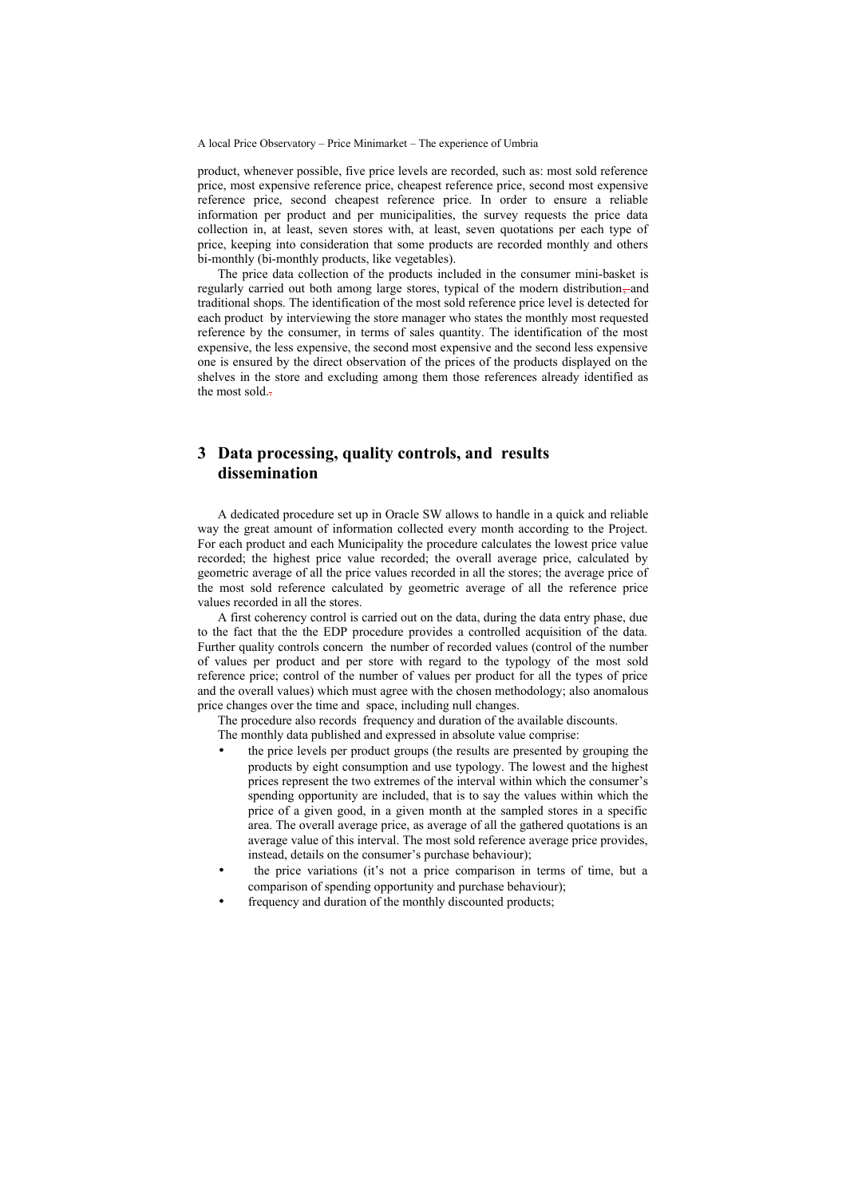product, whenever possible, five price levels are recorded, such as: most sold reference price, most expensive reference price, cheapest reference price, second most expensive reference price, second cheapest reference price. In order to ensure a reliable information per product and per municipalities, the survey requests the price data collection in, at least, seven stores with, at least, seven quotations per each type of price, keeping into consideration that some products are recorded monthly and others bi-monthly (bi-monthly products, like vegetables).

The price data collection of the products included in the consumer mini-basket is regularly carried out both among large stores, typical of the modern distribution, and traditional shops. The identification of the most sold reference price level is detected for each product by interviewing the store manager who states the monthly most requested reference by the consumer, in terms of sales quantity. The identification of the most expensive, the less expensive, the second most expensive and the second less expensive one is ensured by the direct observation of the prices of the products displayed on the shelves in the store and excluding among them those references already identified as the most sold.

# 3 Data processing, quality controls, and results dissemination

A dedicated procedure set up in Oracle SW allows to handle in a quick and reliable way the great amount of information collected every month according to the Project. For each product and each Municipality the procedure calculates the lowest price value recorded; the highest price value recorded; the overall average price, calculated by geometric average of all the price values recorded in all the stores; the average price of the most sold reference calculated by geometric average of all the reference price values recorded in all the stores.

A first coherency control is carried out on the data, during the data entry phase, due to the fact that the the EDP procedure provides a controlled acquisition of the data. Further quality controls concern the number of recorded values (control of the number of values per product and per store with regard to the typology of the most sold reference price; control of the number of values per product for all the types of price and the overall values) which must agree with the chosen methodology; also anomalous price changes over the time and space, including null changes.

The procedure also records frequency and duration of the available discounts.

The monthly data published and expressed in absolute value comprise:

- the price levels per product groups (the results are presented by grouping the products by eight consumption and use typology. The lowest and the highest prices represent the two extremes of the interval within which the consumer's spending opportunity are included, that is to say the values within which the price of a given good, in a given month at the sampled stores in a specific area. The overall average price, as average of all the gathered quotations is an average value of this interval. The most sold reference average price provides, instead, details on the consumer's purchase behaviour);
- the price variations (it's not a price comparison in terms of time, but a comparison of spending opportunity and purchase behaviour);
- frequency and duration of the monthly discounted products;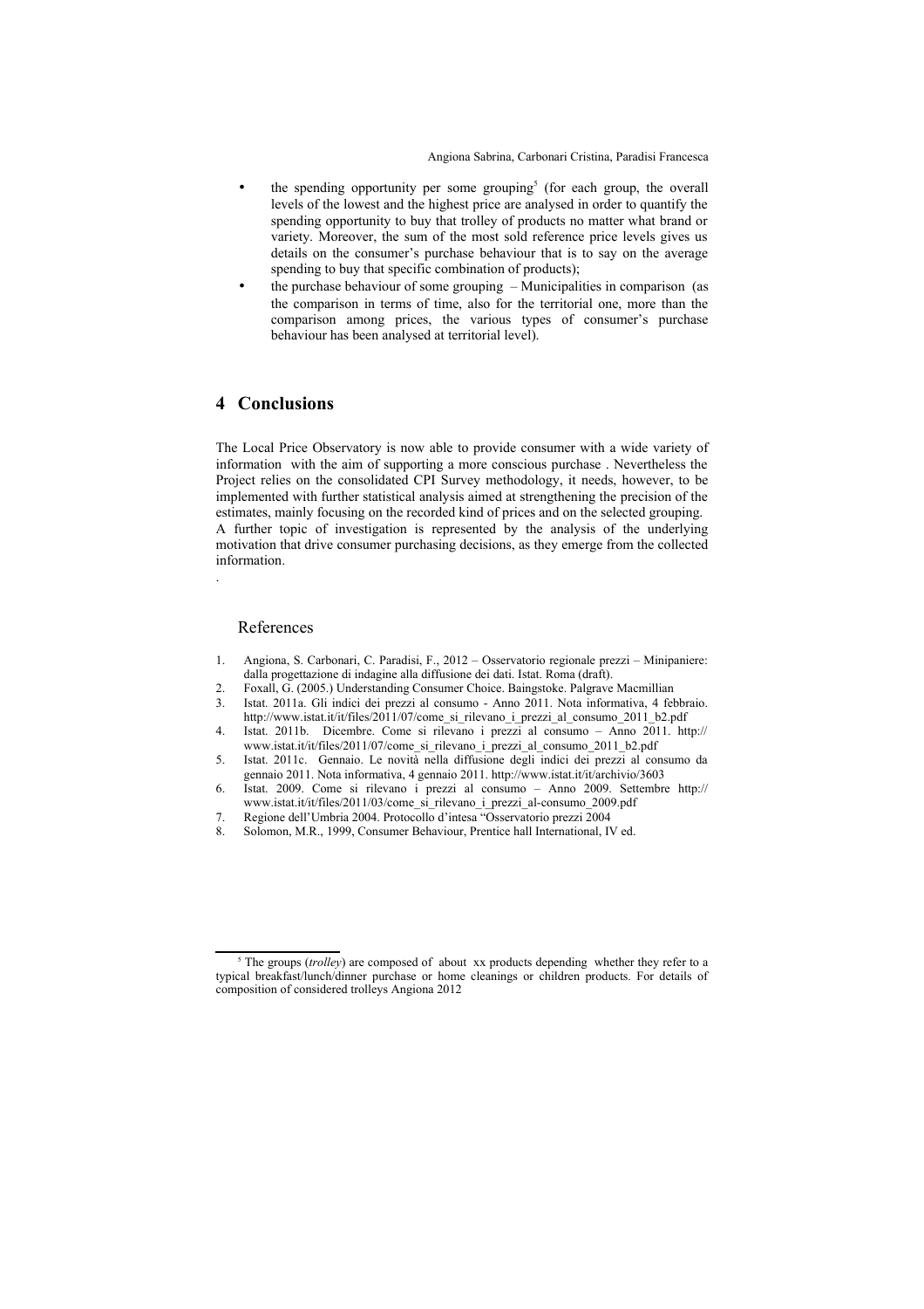- the spending opportunity per some grouping[5] (for each group, the overall levels of the lowest and the highest price are analysed in order to quantify the spending opportunity to buy that trolley of products no matter what brand or variety. Moreover, the sum of the most sold reference price levels gives us details on the consumer's purchase behaviour that is to say on the average spending to buy that specific combination of products);
- the purchase behaviour of some grouping – Municipalities in comparison (as the comparison in terms of time, also for the territorial one, more than the comparison among prices, the various types of consumer's purchase behaviour has been analysed at territorial level).

## 4 Conclusions

The Local Price Observatory is now able to provide consumer with a wide variety of information with the aim of supporting a more conscious purchase . Nevertheless the Project relies on the consolidated CPI Survey methodology, it needs, however, to be implemented with further statistical analysis aimed at strengthening the precision of the estimates, mainly focusing on the recorded kind of prices and on the selected grouping.
A further topic of investigation is represented by the analysis of the underlying motivation that drive consumer purchasing decisions, as they emerge from the collected information.

.

## References

1. Angiona, S. Carbonari, C. Paradisi, F., 2012 – Osservatorio regionale prezzi – Minipaniere: dalla progettazione di indagine alla diffusione dei dati. Istat. Roma (draft).
2. Foxall, G. (2005.) Understanding Consumer Choice. Baingstoke. Palgrave Macmillian
3. Istat. 2011a. Gli indici dei prezzi al consumo - Anno 2011. Nota informativa, 4 febbraio. http://www.istat.it/it/files/2011/07/come_si_rilevano_i_prezzi_al_consumo_2011_b2.pdf
4. Istat. 2011b. Dicembre. Come si rilevano i prezzi al consumo – Anno 2011. http://www.istat.it/it/files/2011/07/come_si_rilevano_i_prezzi_al_consumo_2011_b2.pdf
5. Istat. 2011c. Gennaio. Le novità nella diffusione degli indici dei prezzi al consumo da gennaio 2011. Nota informativa, 4 gennaio 2011. http://www.istat.it/it/archivio/3603
6. Istat. 2009. Come si rilevano i prezzi al consumo – Anno 2009. Settembre http://www.istat.it/it/files/2011/03/come_si_rilevano_i_prezzi_al-consumo_2009.pdf
7. Regione dell'Umbria 2004. Protocollo d'intesa "Osservatorio prezzi 2004
8. Solomon, M.R., 1999, Consumer Behaviour, Prentice hall International, IV ed.

[5] The groups (*trolley*) are composed of about xx products depending whether they refer to a typical breakfast/lunch/dinner purchase or home cleanings or children products. For details of composition of considered trolleys Angiona 2012